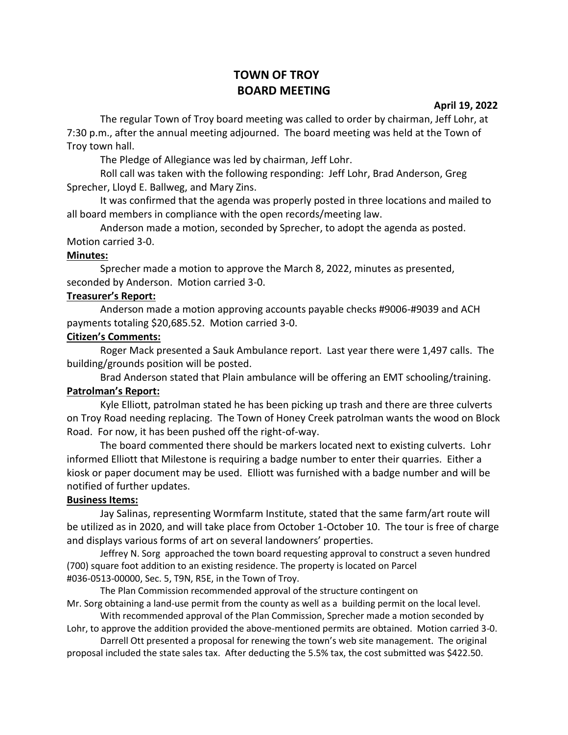# TOWN OF TROY
## BOARD MEETING

**April 19, 2022**

The regular Town of Troy board meeting was called to order by chairman, Jeff Lohr, at 7:30 p.m., after the annual meeting adjourned. The board meeting was held at the Town of Troy town hall.

The Pledge of Allegiance was led by chairman, Jeff Lohr.

Roll call was taken with the following responding: Jeff Lohr, Brad Anderson, Greg Sprecher, Lloyd E. Ballweg, and Mary Zins.

It was confirmed that the agenda was properly posted in three locations and mailed to all board members in compliance with the open records/meeting law.

Anderson made a motion, seconded by Sprecher, to adopt the agenda as posted. Motion carried 3-0.

**Minutes:**

Sprecher made a motion to approve the March 8, 2022, minutes as presented, seconded by Anderson. Motion carried 3-0.

**Treasurer's Report:**

Anderson made a motion approving accounts payable checks #9006-#9039 and ACH payments totaling $20,685.52. Motion carried 3-0.

**Citizen's Comments:**

Roger Mack presented a Sauk Ambulance report. Last year there were 1,497 calls. The building/grounds position will be posted.

Brad Anderson stated that Plain ambulance will be offering an EMT schooling/training.

**Patrolman's Report:**

Kyle Elliott, patrolman stated he has been picking up trash and there are three culverts on Troy Road needing replacing. The Town of Honey Creek patrolman wants the wood on Block Road. For now, it has been pushed off the right-of-way.

The board commented there should be markers located next to existing culverts. Lohr informed Elliott that Milestone is requiring a badge number to enter their quarries. Either a kiosk or paper document may be used. Elliott was furnished with a badge number and will be notified of further updates.

**Business Items:**

Jay Salinas, representing Wormfarm Institute, stated that the same farm/art route will be utilized as in 2020, and will take place from October 1-October 10. The tour is free of charge and displays various forms of art on several landowners' properties.

Jeffrey N. Sorg approached the town board requesting approval to construct a seven hundred (700) square foot addition to an existing residence. The property is located on Parcel #036-0513-00000, Sec. 5, T9N, R5E, in the Town of Troy.

The Plan Commission recommended approval of the structure contingent on Mr. Sorg obtaining a land-use permit from the county as well as a building permit on the local level.

With recommended approval of the Plan Commission, Sprecher made a motion seconded by Lohr, to approve the addition provided the above-mentioned permits are obtained. Motion carried 3-0.

Darrell Ott presented a proposal for renewing the town's web site management. The original proposal included the state sales tax. After deducting the 5.5% tax, the cost submitted was $422.50.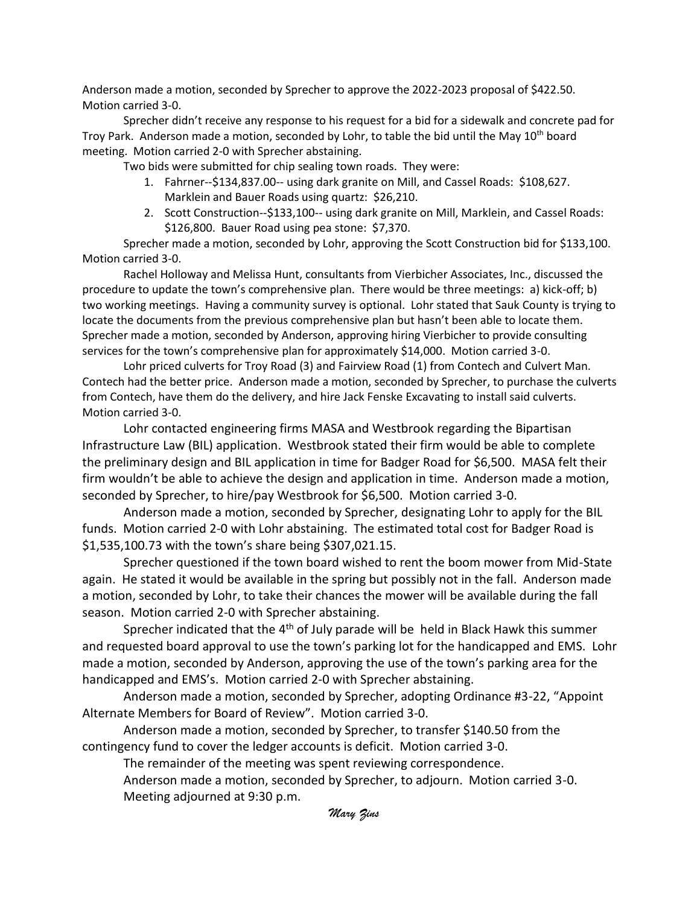Anderson made a motion, seconded by Sprecher to approve the 2022-2023 proposal of $422.50. Motion carried 3-0.

Sprecher didn't receive any response to his request for a bid for a sidewalk and concrete pad for Troy Park. Anderson made a motion, seconded by Lohr, to table the bid until the May 10th board meeting. Motion carried 2-0 with Sprecher abstaining.

Two bids were submitted for chip sealing town roads. They were:

1. Fahrner--$134,837.00-- using dark granite on Mill, and Cassel Roads: $108,627. Marklein and Bauer Roads using quartz: $26,210.
2. Scott Construction--$133,100-- using dark granite on Mill, Marklein, and Cassel Roads: $126,800. Bauer Road using pea stone: $7,370.

Sprecher made a motion, seconded by Lohr, approving the Scott Construction bid for $133,100. Motion carried 3-0.

Rachel Holloway and Melissa Hunt, consultants from Vierbicher Associates, Inc., discussed the procedure to update the town's comprehensive plan. There would be three meetings: a) kick-off; b) two working meetings. Having a community survey is optional. Lohr stated that Sauk County is trying to locate the documents from the previous comprehensive plan but hasn't been able to locate them. Sprecher made a motion, seconded by Anderson, approving hiring Vierbicher to provide consulting services for the town's comprehensive plan for approximately $14,000. Motion carried 3-0.

Lohr priced culverts for Troy Road (3) and Fairview Road (1) from Contech and Culvert Man. Contech had the better price. Anderson made a motion, seconded by Sprecher, to purchase the culverts from Contech, have them do the delivery, and hire Jack Fenske Excavating to install said culverts. Motion carried 3-0.

Lohr contacted engineering firms MASA and Westbrook regarding the Bipartisan Infrastructure Law (BIL) application. Westbrook stated their firm would be able to complete the preliminary design and BIL application in time for Badger Road for $6,500. MASA felt their firm wouldn't be able to achieve the design and application in time. Anderson made a motion, seconded by Sprecher, to hire/pay Westbrook for $6,500. Motion carried 3-0.

Anderson made a motion, seconded by Sprecher, designating Lohr to apply for the BIL funds. Motion carried 2-0 with Lohr abstaining. The estimated total cost for Badger Road is $1,535,100.73 with the town's share being $307,021.15.

Sprecher questioned if the town board wished to rent the boom mower from Mid-State again. He stated it would be available in the spring but possibly not in the fall. Anderson made a motion, seconded by Lohr, to take their chances the mower will be available during the fall season. Motion carried 2-0 with Sprecher abstaining.

Sprecher indicated that the 4th of July parade will be held in Black Hawk this summer and requested board approval to use the town's parking lot for the handicapped and EMS. Lohr made a motion, seconded by Anderson, approving the use of the town's parking area for the handicapped and EMS's. Motion carried 2-0 with Sprecher abstaining.

Anderson made a motion, seconded by Sprecher, adopting Ordinance #3-22, "Appoint Alternate Members for Board of Review". Motion carried 3-0.

Anderson made a motion, seconded by Sprecher, to transfer $140.50 from the contingency fund to cover the ledger accounts is deficit. Motion carried 3-0.

The remainder of the meeting was spent reviewing correspondence.

Anderson made a motion, seconded by Sprecher, to adjourn. Motion carried 3-0.

Meeting adjourned at 9:30 p.m.

*Mary Zins*